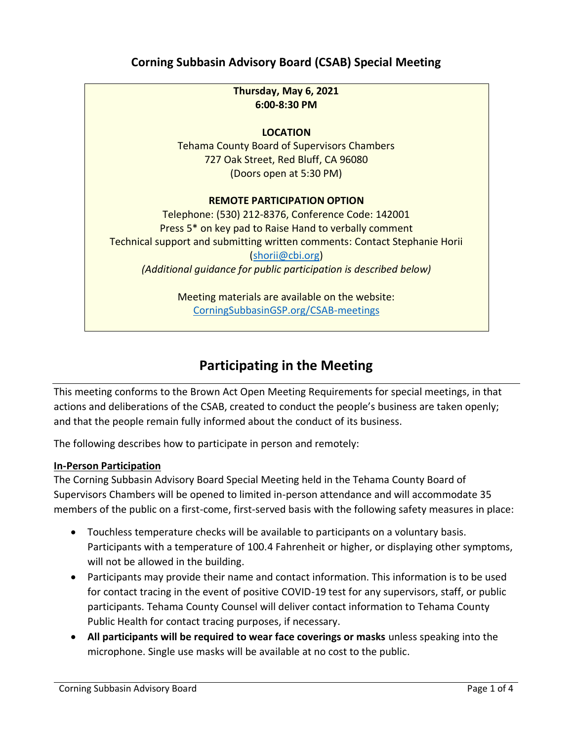# Corning Subbasin Advisory Board (CSAB) Special Meeting

**Thursday, May 6, 2021**
**6:00-8:30 PM**

**LOCATION**
Tehama County Board of Supervisors Chambers
727 Oak Street, Red Bluff, CA 96080
(Doors open at 5:30 PM)

**REMOTE PARTICIPATION OPTION**
Telephone: (530) 212-8376, Conference Code: 142001
Press 5* on key pad to Raise Hand to verbally comment
Technical support and submitting written comments: Contact Stephanie Horii (shorii@cbi.org)
*(Additional guidance for public participation is described below)*

Meeting materials are available on the website:
CorningSubbasinGSP.org/CSAB-meetings

## Participating in the Meeting

This meeting conforms to the Brown Act Open Meeting Requirements for special meetings, in that actions and deliberations of the CSAB, created to conduct the people's business are taken openly; and that the people remain fully informed about the conduct of its business.

The following describes how to participate in person and remotely:

**In-Person Participation**

The Corning Subbasin Advisory Board Special Meeting held in the Tehama County Board of Supervisors Chambers will be opened to limited in-person attendance and will accommodate 35 members of the public on a first-come, first-served basis with the following safety measures in place:

- Touchless temperature checks will be available to participants on a voluntary basis. Participants with a temperature of 100.4 Fahrenheit or higher, or displaying other symptoms, will not be allowed in the building.
- Participants may provide their name and contact information. This information is to be used for contact tracing in the event of positive COVID-19 test for any supervisors, staff, or public participants. Tehama County Counsel will deliver contact information to Tehama County Public Health for contact tracing purposes, if necessary.
- **All participants will be required to wear face coverings or masks** unless speaking into the microphone. Single use masks will be available at no cost to the public.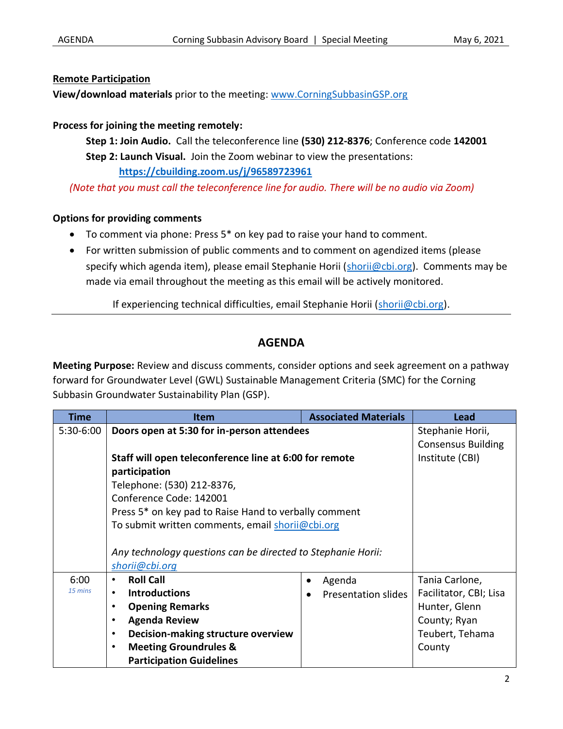**Remote Participation**

**View/download materials** prior to the meeting: www.CorningSubbasinGSP.org

**Process for joining the meeting remotely:**

**Step 1: Join Audio.** Call the teleconference line **(530) 212-8376**; Conference code **142001**

**Step 2: Launch Visual.** Join the Zoom webinar to view the presentations: **https://cbuilding.zoom.us/j/96589723961**

*(Note that you must call the teleconference line for audio. There will be no audio via Zoom)*

**Options for providing comments**

- To comment via phone: Press 5* on key pad to raise your hand to comment.
- For written submission of public comments and to comment on agendized items (please specify which agenda item), please email Stephanie Horii (shorii@cbi.org). Comments may be made via email throughout the meeting as this email will be actively monitored.

If experiencing technical difficulties, email Stephanie Horii (shorii@cbi.org).

## AGENDA

**Meeting Purpose:** Review and discuss comments, consider options and seek agreement on a pathway forward for Groundwater Level (GWL) Sustainable Management Criteria (SMC) for the Corning Subbasin Groundwater Sustainability Plan (GSP).

| Time | Item | Associated Materials | Lead |
|---|---|---|---|
| 5:30-6:00 | **Doors open at 5:30 for in-person attendees**<br><br>**Staff will open teleconference line at 6:00 for remote participation**<br>Telephone: (530) 212-8376,<br>Conference Code: 142001<br>Press 5* on key pad to Raise Hand to verbally comment<br>To submit written comments, email shorii@cbi.org<br><br>*Any technology questions can be directed to Stephanie Horii: shorii@cbi.org* | | Stephanie Horii, Consensus Building Institute (CBI) |
| 6:00<br>*15 mins* | • **Roll Call**<br>• **Introductions**<br>• **Opening Remarks**<br>• **Agenda Review**<br>• **Decision-making structure overview**<br>• **Meeting Groundrules & Participation Guidelines** | • Agenda<br>• Presentation slides | Tania Carlone, Facilitator, CBI; Lisa Hunter, Glenn County; Ryan Teubert, Tehama County |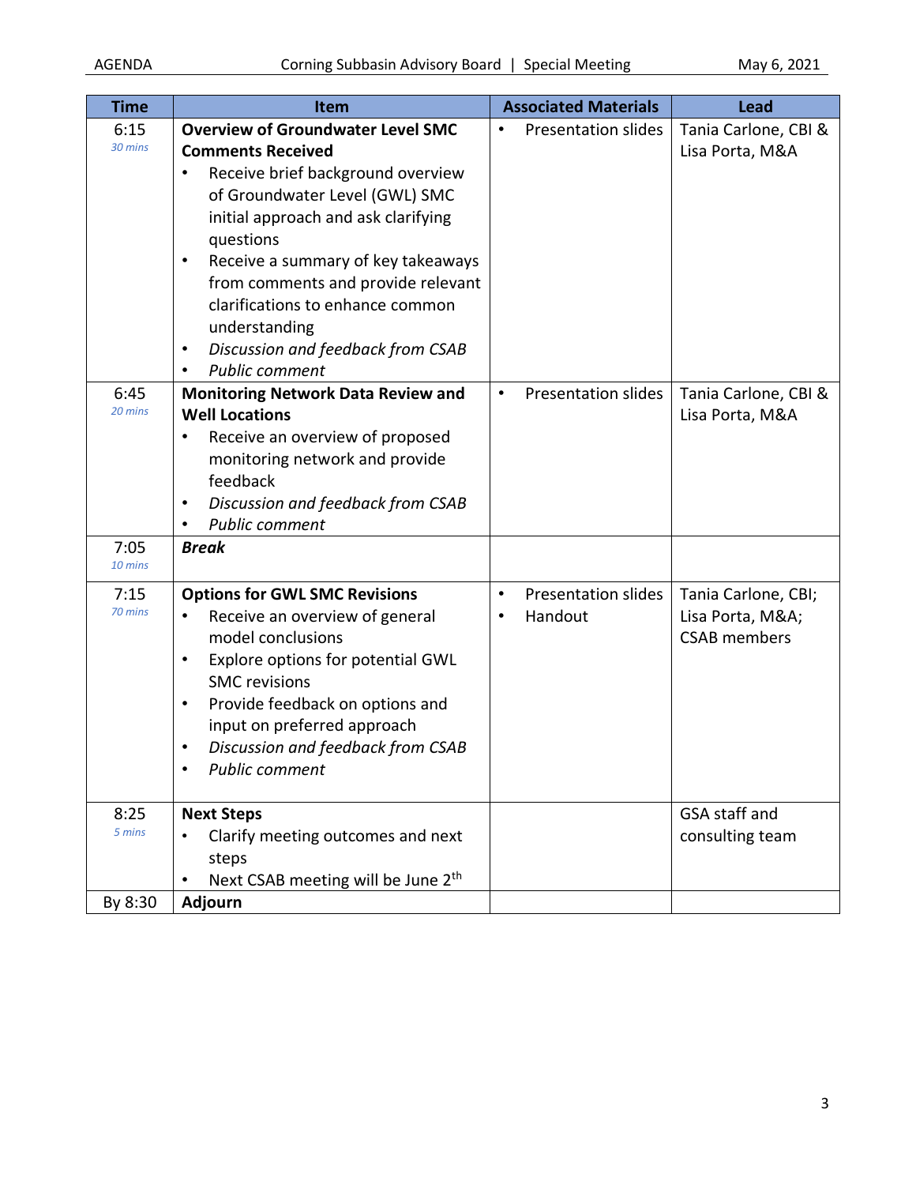| Time | Item | Associated Materials | Lead |
|---|---|---|---|
| 6:15<br>*30 mins* | **Overview of Groundwater Level SMC Comments Received**<br>• Receive brief background overview of Groundwater Level (GWL) SMC initial approach and ask clarifying questions<br>• Receive a summary of key takeaways from comments and provide relevant clarifications to enhance common understanding<br>• *Discussion and feedback from CSAB*<br>• *Public comment* | • Presentation slides | Tania Carlone, CBI & Lisa Porta, M&A |
| 6:45<br>*20 mins* | **Monitoring Network Data Review and Well Locations**<br>• Receive an overview of proposed monitoring network and provide feedback<br>• *Discussion and feedback from CSAB*<br>• *Public comment* | • Presentation slides | Tania Carlone, CBI & Lisa Porta, M&A |
| 7:05<br>*10 mins* | ***Break*** | | |
| 7:15<br>*70 mins* | **Options for GWL SMC Revisions**<br>• Receive an overview of general model conclusions<br>• Explore options for potential GWL SMC revisions<br>• Provide feedback on options and input on preferred approach<br>• *Discussion and feedback from CSAB*<br>• *Public comment* | • Presentation slides<br>• Handout | Tania Carlone, CBI; Lisa Porta, M&A; CSAB members |
| 8:25<br>*5 mins* | **Next Steps**<br>• Clarify meeting outcomes and next steps<br>• Next CSAB meeting will be June 2nd | | GSA staff and consulting team |
| By 8:30 | **Adjourn** | | |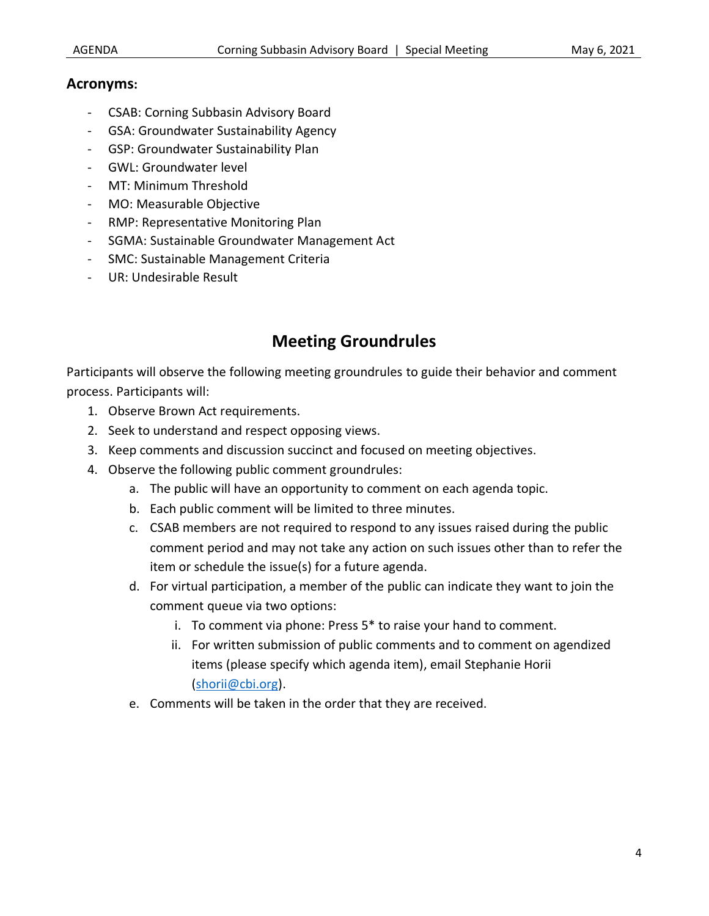### Acronyms:

- CSAB: Corning Subbasin Advisory Board
- GSA: Groundwater Sustainability Agency
- GSP: Groundwater Sustainability Plan
- GWL: Groundwater level
- MT: Minimum Threshold
- MO: Measurable Objective
- RMP: Representative Monitoring Plan
- SGMA: Sustainable Groundwater Management Act
- SMC: Sustainable Management Criteria
- UR: Undesirable Result

## Meeting Groundrules

Participants will observe the following meeting groundrules to guide their behavior and comment process. Participants will:

1. Observe Brown Act requirements.
2. Seek to understand and respect opposing views.
3. Keep comments and discussion succinct and focused on meeting objectives.
4. Observe the following public comment groundrules:
    a. The public will have an opportunity to comment on each agenda topic.
    b. Each public comment will be limited to three minutes.
    c. CSAB members are not required to respond to any issues raised during the public comment period and may not take any action on such issues other than to refer the item or schedule the issue(s) for a future agenda.
    d. For virtual participation, a member of the public can indicate they want to join the comment queue via two options:
        i. To comment via phone: Press 5* to raise your hand to comment.
        ii. For written submission of public comments and to comment on agendized items (please specify which agenda item), email Stephanie Horii (shorii@cbi.org).
    e. Comments will be taken in the order that they are received.